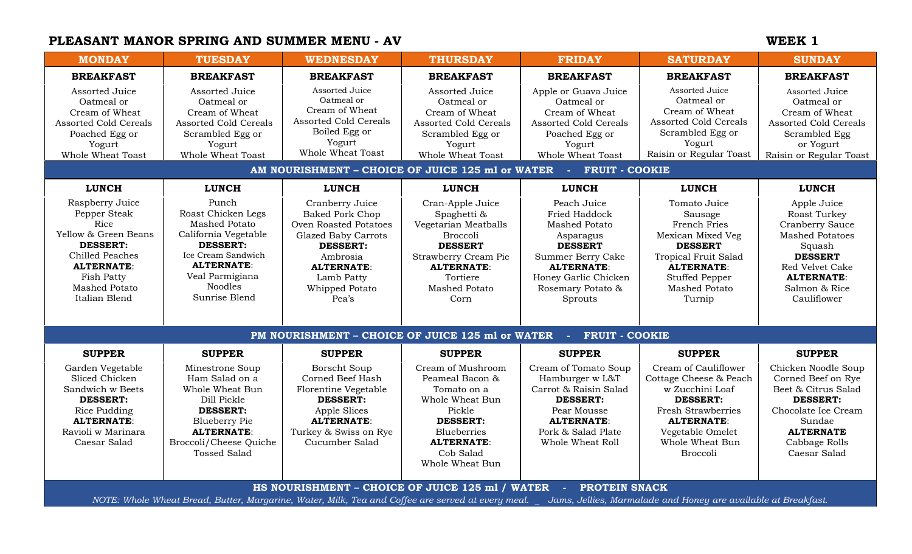# PLEASANT MANOR SPRING AND SUMMER MENU - AV

**WEEK 1**

| MONDAY | TUESDAY | WEDNESDAY | THURSDAY | FRIDAY | SATURDAY | SUNDAY |
|---|---|---|---|---|---|---|
| **BREAKFAST** | **BREAKFAST** | **BREAKFAST** | **BREAKFAST** | **BREAKFAST** | **BREAKFAST** | **BREAKFAST** |
| Assorted Juice<br>Oatmeal or<br>Cream of Wheat<br>Assorted Cold Cereals<br>Poached Egg or<br>Yogurt<br>Whole Wheat Toast | Assorted Juice<br>Oatmeal or<br>Cream of Wheat<br>Assorted Cold Cereals<br>Scrambled Egg or<br>Yogurt<br>Whole Wheat Toast | Assorted Juice<br>Oatmeal or<br>Cream of Wheat<br>Assorted Cold Cereals<br>Boiled Egg or<br>Yogurt<br>Whole Wheat Toast | Assorted Juice<br>Oatmeal or<br>Cream of Wheat<br>Assorted Cold Cereals<br>Scrambled Egg or<br>Yogurt<br>Whole Wheat Toast | Apple or Guava Juice<br>Oatmeal or<br>Cream of Wheat<br>Assorted Cold Cereals<br>Poached Egg or<br>Yogurt<br>Whole Wheat Toast | Assorted Juice<br>Oatmeal or<br>Cream of Wheat<br>Assorted Cold Cereals<br>Scrambled Egg or<br>Yogurt<br>Raisin or Regular Toast | Assorted Juice<br>Oatmeal or<br>Cream of Wheat<br>Assorted Cold Cereals<br>Scrambled Egg<br>or Yogurt<br>Raisin or Regular Toast |
| **AM NOURISHMENT – CHOICE OF JUICE 125 ml or WATER - FRUIT - COOKIE** | | | | | | |
| **LUNCH** | **LUNCH** | **LUNCH** | **LUNCH** | **LUNCH** | **LUNCH** | **LUNCH** |
| Raspberry Juice<br>Pepper Steak<br>Rice<br>Yellow & Green Beans<br>**DESSERT:**<br>Chilled Peaches<br>**ALTERNATE**:<br>Fish Patty<br>Mashed Potato<br>Italian Blend | Punch<br>Roast Chicken Legs<br>Mashed Potato<br>California Vegetable<br>**DESSERT:**<br>Ice Cream Sandwich<br>**ALTERNATE**:<br>Veal Parmigiana<br>Noodles<br>Sunrise Blend | Cranberry Juice<br>Baked Pork Chop<br>Oven Roasted Potatoes<br>Glazed Baby Carrots<br>**DESSERT:**<br>Ambrosia<br>**ALTERNATE**:<br>Lamb Patty<br>Whipped Potato<br>Pea's | Cran-Apple Juice<br>Spaghetti &<br>Vegetarian Meatballs<br>Broccoli<br>**DESSERT**<br>Strawberry Cream Pie<br>**ALTERNATE**:<br>Tortiere<br>Mashed Potato<br>Corn | Peach Juice<br>Fried Haddock<br>Mashed Potato<br>Asparagus<br>**DESSERT**<br>Summer Berry Cake<br>**ALTERNATE**:<br>Honey Garlic Chicken<br>Rosemary Potato &<br>Sprouts | Tomato Juice<br>Sausage<br>French Fries<br>Mexican Mixed Veg<br>**DESSERT**<br>Tropical Fruit Salad<br>**ALTERNATE**:<br>Stuffed Pepper<br>Mashed Potato<br>Turnip | Apple Juice<br>Roast Turkey<br>Cranberry Sauce<br>Mashed Potatoes<br>Squash<br>**DESSERT**<br>Red Velvet Cake<br>**ALTERNATE**:<br>Salmon & Rice<br>Cauliflower |
| **PM NOURISHMENT – CHOICE OF JUICE 125 ml or WATER - FRUIT - COOKIE** | | | | | | |
| **SUPPER** | **SUPPER** | **SUPPER** | **SUPPER** | **SUPPER** | **SUPPER** | **SUPPER** |
| Garden Vegetable<br>Sliced Chicken<br>Sandwich w Beets<br>**DESSERT:**<br>Rice Pudding<br>**ALTERNATE**:<br>Ravioli w Marinara<br>Caesar Salad | Minestrone Soup<br>Ham Salad on a<br>Whole Wheat Bun<br>Dill Pickle<br>**DESSERT:**<br>Blueberry Pie<br>**ALTERNATE**:<br>Broccoli/Cheese Quiche<br>Tossed Salad | Borscht Soup<br>Corned Beef Hash<br>Florentine Vegetable<br>**DESSERT:**<br>Apple Slices<br>**ALTERNATE**:<br>Turkey & Swiss on Rye<br>Cucumber Salad | Cream of Mushroom<br>Peameal Bacon &<br>Tomato on a<br>Whole Wheat Bun<br>Pickle<br>**DESSERT:**<br>Blueberries<br>**ALTERNATE**:<br>Cob Salad<br>Whole Wheat Bun | Cream of Tomato Soup<br>Hamburger w L&T<br>Carrot & Raisin Salad<br>**DESSERT:**<br>Pear Mousse<br>**ALTERNATE**:<br>Pork & Salad Plate<br>Whole Wheat Roll | Cream of Cauliflower<br>Cottage Cheese & Peach<br>w Zucchini Loaf<br>**DESSERT:**<br>Fresh Strawberries<br>**ALTERNATE**:<br>Vegetable Omelet<br>Whole Wheat Bun<br>Broccoli | Chicken Noodle Soup<br>Corned Beef on Rye<br>Beet & Citrus Salad<br>**DESSERT:**<br>Chocolate Ice Cream<br>Sundae<br>**ALTERNATE**<br>Cabbage Rolls<br>Caesar Salad |
| **HS NOURISHMENT – CHOICE OF JUICE 125 ml / WATER - PROTEIN SNACK** | | | | | | |

*NOTE: Whole Wheat Bread, Butter, Margarine, Water, Milk, Tea and Coffee are served at every meal. _ Jams, Jellies, Marmalade and Honey are available at Breakfast.*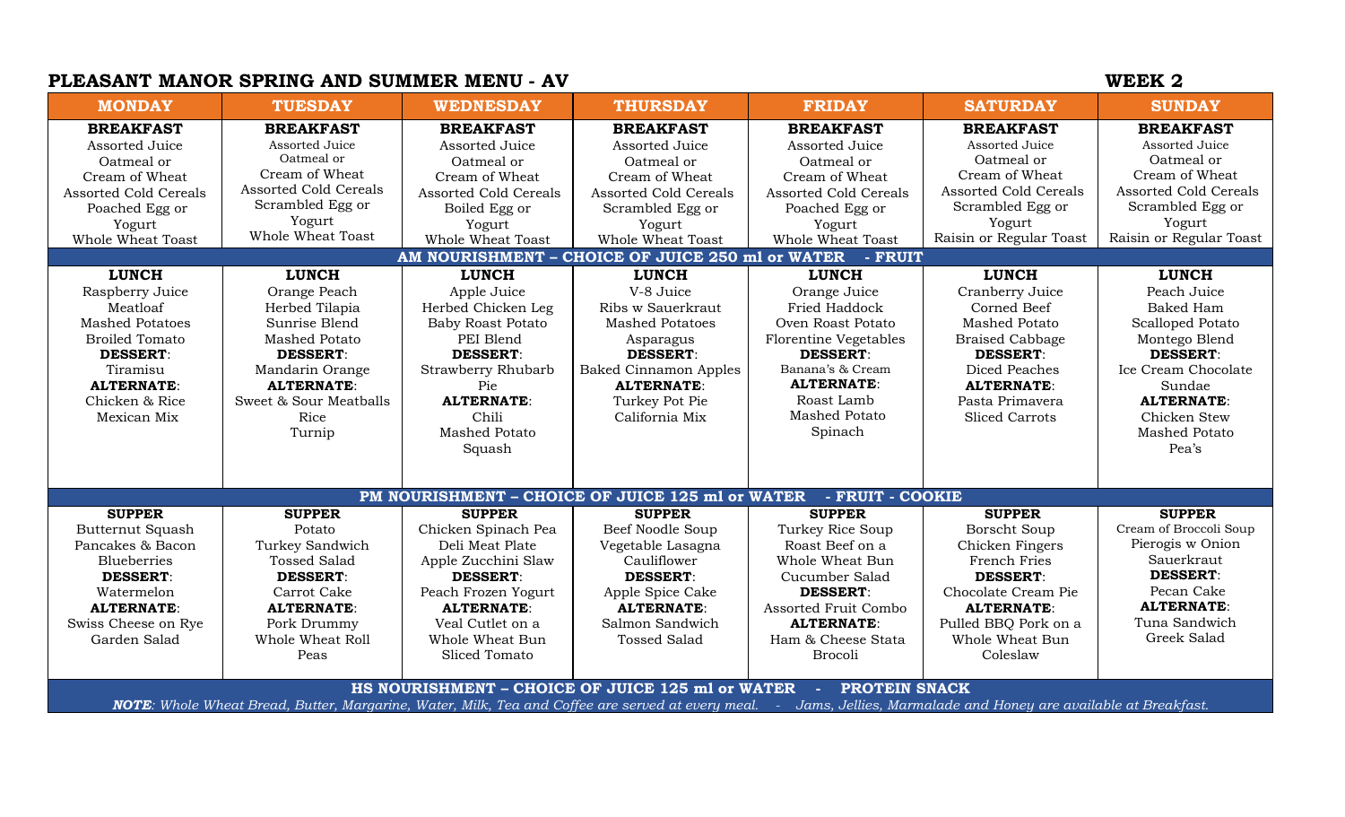# PLEASANT MANOR SPRING AND SUMMER MENU - AV

**WEEK 2**

| MONDAY | TUESDAY | WEDNESDAY | THURSDAY | FRIDAY | SATURDAY | SUNDAY |
|---|---|---|---|---|---|---|
| **BREAKFAST**<br>Assorted Juice<br>Oatmeal or<br>Cream of Wheat<br>Assorted Cold Cereals<br>Poached Egg or<br>Yogurt<br>Whole Wheat Toast | **BREAKFAST**<br>Assorted Juice<br>Oatmeal or<br>Cream of Wheat<br>Assorted Cold Cereals<br>Scrambled Egg or<br>Yogurt<br>Whole Wheat Toast | **BREAKFAST**<br>Assorted Juice<br>Oatmeal or<br>Cream of Wheat<br>Assorted Cold Cereals<br>Boiled Egg or<br>Yogurt<br>Whole Wheat Toast | **BREAKFAST**<br>Assorted Juice<br>Oatmeal or<br>Cream of Wheat<br>Assorted Cold Cereals<br>Scrambled Egg or<br>Yogurt<br>Whole Wheat Toast | **BREAKFAST**<br>Assorted Juice<br>Oatmeal or<br>Cream of Wheat<br>Assorted Cold Cereals<br>Poached Egg or<br>Yogurt<br>Whole Wheat Toast | **BREAKFAST**<br>Assorted Juice<br>Oatmeal or<br>Cream of Wheat<br>Assorted Cold Cereals<br>Scrambled Egg or<br>Yogurt<br>Raisin or Regular Toast | **BREAKFAST**<br>Assorted Juice<br>Oatmeal or<br>Cream of Wheat<br>Assorted Cold Cereals<br>Scrambled Egg or<br>Yogurt<br>Raisin or Regular Toast |
| **AM NOURISHMENT – CHOICE OF JUICE 250 ml or WATER - FRUIT** | | | | | | |
| **LUNCH**<br>Raspberry Juice<br>Meatloaf<br>Mashed Potatoes<br>Broiled Tomato<br>**DESSERT**:<br>Tiramisu<br>**ALTERNATE**:<br>Chicken & Rice<br>Mexican Mix | **LUNCH**<br>Orange Peach<br>Herbed Tilapia<br>Sunrise Blend<br>Mashed Potato<br>**DESSERT**:<br>Mandarin Orange<br>**ALTERNATE**:<br>Sweet & Sour Meatballs<br>Rice<br>Turnip | **LUNCH**<br>Apple Juice<br>Herbed Chicken Leg<br>Baby Roast Potato<br>PEI Blend<br>**DESSERT**:<br>Strawberry Rhubarb Pie<br>**ALTERNATE**:<br>Chili<br>Mashed Potato<br>Squash | **LUNCH**<br>V-8 Juice<br>Ribs w Sauerkraut<br>Mashed Potatoes<br>Asparagus<br>**DESSERT**:<br>Baked Cinnamon Apples<br>**ALTERNATE**:<br>Turkey Pot Pie<br>California Mix | **LUNCH**<br>Orange Juice<br>Fried Haddock<br>Oven Roast Potato<br>Florentine Vegetables<br>**DESSERT**:<br>Banana's & Cream<br>**ALTERNATE**:<br>Roast Lamb<br>Mashed Potato<br>Spinach | **LUNCH**<br>Cranberry Juice<br>Corned Beef<br>Mashed Potato<br>Braised Cabbage<br>**DESSERT**:<br>Diced Peaches<br>**ALTERNATE**:<br>Pasta Primavera<br>Sliced Carrots | **LUNCH**<br>Peach Juice<br>Baked Ham<br>Scalloped Potato<br>Montego Blend<br>**DESSERT**:<br>Ice Cream Chocolate Sundae<br>**ALTERNATE**:<br>Chicken Stew<br>Mashed Potato<br>Pea's |
| **PM NOURISHMENT – CHOICE OF JUICE 125 ml or WATER - FRUIT - COOKIE** | | | | | | |
| **SUPPER**<br>Butternut Squash<br>Pancakes & Bacon<br>Blueberries<br>**DESSERT**:<br>Watermelon<br>**ALTERNATE**:<br>Swiss Cheese on Rye<br>Garden Salad | **SUPPER**<br>Potato<br>Turkey Sandwich<br>Tossed Salad<br>**DESSERT**:<br>Carrot Cake<br>**ALTERNATE**:<br>Pork Drummy<br>Whole Wheat Roll<br>Peas | **SUPPER**<br>Chicken Spinach Pea<br>Deli Meat Plate<br>Apple Zucchini Slaw<br>**DESSERT**:<br>Peach Frozen Yogurt<br>**ALTERNATE**:<br>Veal Cutlet on a Whole Wheat Bun<br>Sliced Tomato | **SUPPER**<br>Beef Noodle Soup<br>Vegetable Lasagna<br>Cauliflower<br>**DESSERT**:<br>Apple Spice Cake<br>**ALTERNATE**:<br>Salmon Sandwich<br>Tossed Salad | **SUPPER**<br>Turkey Rice Soup<br>Roast Beef on a Whole Wheat Bun<br>Cucumber Salad<br>**DESSERT**:<br>Assorted Fruit Combo<br>**ALTERNATE**:<br>Ham & Cheese Stata<br>Brocoli | **SUPPER**<br>Borscht Soup<br>Chicken Fingers<br>French Fries<br>**DESSERT**:<br>Chocolate Cream Pie<br>**ALTERNATE**:<br>Pulled BBQ Pork on a Whole Wheat Bun<br>Coleslaw | **SUPPER**<br>Cream of Broccoli Soup<br>Pierogis w Onion<br>Sauerkraut<br>**DESSERT**:<br>Pecan Cake<br>**ALTERNATE**:<br>Tuna Sandwich<br>Greek Salad |
| **HS NOURISHMENT – CHOICE OF JUICE 125 ml or WATER - PROTEIN SNACK** | | | | | | |

***NOTE**: Whole Wheat Bread, Butter, Margarine, Water, Milk, Tea and Coffee are served at every meal. - Jams, Jellies, Marmalade and Honey are available at Breakfast.*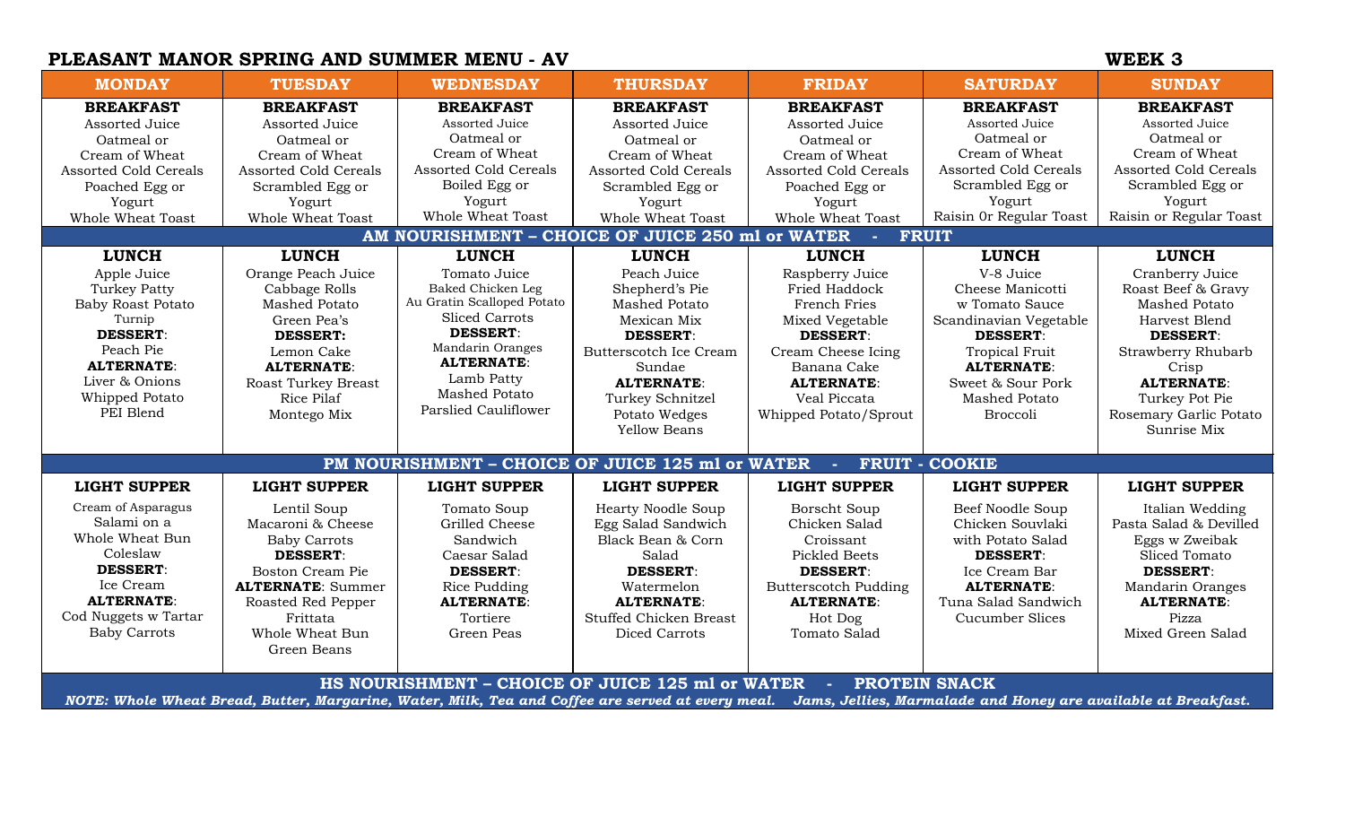**PLEASANT MANOR SPRING AND SUMMER MENU - AV** **WEEK 3**

| MONDAY | TUESDAY | WEDNESDAY | THURSDAY | FRIDAY | SATURDAY | SUNDAY |
|---|---|---|---|---|---|---|
| **BREAKFAST**<br>Assorted Juice<br>Oatmeal or<br>Cream of Wheat<br>Assorted Cold Cereals<br>Poached Egg or<br>Yogurt<br>Whole Wheat Toast | **BREAKFAST**<br>Assorted Juice<br>Oatmeal or<br>Cream of Wheat<br>Assorted Cold Cereals<br>Scrambled Egg or<br>Yogurt<br>Whole Wheat Toast | **BREAKFAST**<br>Assorted Juice<br>Oatmeal or<br>Cream of Wheat<br>Assorted Cold Cereals<br>Boiled Egg or<br>Yogurt<br>Whole Wheat Toast | **BREAKFAST**<br>Assorted Juice<br>Oatmeal or<br>Cream of Wheat<br>Assorted Cold Cereals<br>Scrambled Egg or<br>Yogurt<br>Whole Wheat Toast | **BREAKFAST**<br>Assorted Juice<br>Oatmeal or<br>Cream of Wheat<br>Assorted Cold Cereals<br>Poached Egg or<br>Yogurt<br>Whole Wheat Toast | **BREAKFAST**<br>Assorted Juice<br>Oatmeal or<br>Cream of Wheat<br>Assorted Cold Cereals<br>Scrambled Egg or<br>Yogurt<br>Raisin 0r Regular Toast | **BREAKFAST**<br>Assorted Juice<br>Oatmeal or<br>Cream of Wheat<br>Assorted Cold Cereals<br>Scrambled Egg or<br>Yogurt<br>Raisin or Regular Toast |
| **AM NOURISHMENT – CHOICE OF JUICE 250 ml or WATER - FRUIT** | | | | | | |
| **LUNCH**<br>Apple Juice<br>Turkey Patty<br>Baby Roast Potato<br>Turnip<br>**DESSERT**:<br>Peach Pie<br>**ALTERNATE**:<br>Liver & Onions<br>Whipped Potato<br>PEI Blend | **LUNCH**<br>Orange Peach Juice<br>Cabbage Rolls<br>Mashed Potato<br>Green Pea's<br>**DESSERT:**<br>Lemon Cake<br>**ALTERNATE**:<br>Roast Turkey Breast<br>Rice Pilaf<br>Montego Mix | **LUNCH**<br>Tomato Juice<br>Baked Chicken Leg<br>Au Gratin Scalloped Potato<br>Sliced Carrots<br>**DESSERT**:<br>Mandarin Oranges<br>**ALTERNATE**:<br>Lamb Patty<br>Mashed Potato<br>Parslied Cauliflower | **LUNCH**<br>Peach Juice<br>Shepherd's Pie<br>Mashed Potato<br>Mexican Mix<br>**DESSERT**:<br>Butterscotch Ice Cream<br>Sundae<br>**ALTERNATE**:<br>Turkey Schnitzel<br>Potato Wedges<br>Yellow Beans | **LUNCH**<br>Raspberry Juice<br>Fried Haddock<br>French Fries<br>Mixed Vegetable<br>**DESSERT**:<br>Cream Cheese Icing<br>Banana Cake<br>**ALTERNATE**:<br>Veal Piccata<br>Whipped Potato/Sprout | **LUNCH**<br>V-8 Juice<br>Cheese Manicotti<br>w Tomato Sauce<br>Scandinavian Vegetable<br>**DESSERT**:<br>Tropical Fruit<br>**ALTERNATE**:<br>Sweet & Sour Pork<br>Mashed Potato<br>Broccoli | **LUNCH**<br>Cranberry Juice<br>Roast Beef & Gravy<br>Mashed Potato<br>Harvest Blend<br>**DESSERT**:<br>Strawberry Rhubarb<br>Crisp<br>**ALTERNATE**:<br>Turkey Pot Pie<br>Rosemary Garlic Potato<br>Sunrise Mix |
| **PM NOURISHMENT – CHOICE OF JUICE 125 ml or WATER - FRUIT - COOKIE** | | | | | | |
| **LIGHT SUPPER**<br>Cream of Asparagus<br>Salami on a<br>Whole Wheat Bun<br>Coleslaw<br>**DESSERT**:<br>Ice Cream<br>**ALTERNATE**:<br>Cod Nuggets w Tartar<br>Baby Carrots | **LIGHT SUPPER**<br>Lentil Soup<br>Macaroni & Cheese<br>Baby Carrots<br>**DESSERT**:<br>Boston Cream Pie<br>**ALTERNATE**: Summer<br>Roasted Red Pepper<br>Frittata<br>Whole Wheat Bun<br>Green Beans | **LIGHT SUPPER**<br>Tomato Soup<br>Grilled Cheese<br>Sandwich<br>Caesar Salad<br>**DESSERT**:<br>Rice Pudding<br>**ALTERNATE**:<br>Tortiere<br>Green Peas | **LIGHT SUPPER**<br>Hearty Noodle Soup<br>Egg Salad Sandwich<br>Black Bean & Corn<br>Salad<br>**DESSERT**:<br>Watermelon<br>**ALTERNATE**:<br>Stuffed Chicken Breast<br>Diced Carrots | **LIGHT SUPPER**<br>Borscht Soup<br>Chicken Salad<br>Croissant<br>Pickled Beets<br>**DESSERT**:<br>Butterscotch Pudding<br>**ALTERNATE**:<br>Hot Dog<br>Tomato Salad | **LIGHT SUPPER**<br>Beef Noodle Soup<br>Chicken Souvlaki<br>with Potato Salad<br>**DESSERT**:<br>Ice Cream Bar<br>**ALTERNATE**:<br>Tuna Salad Sandwich<br>Cucumber Slices | **LIGHT SUPPER**<br>Italian Wedding<br>Pasta Salad & Devilled<br>Eggs w Zweibak<br>Sliced Tomato<br>**DESSERT**:<br>Mandarin Oranges<br>**ALTERNATE**:<br>Pizza<br>Mixed Green Salad |
| **HS NOURISHMENT – CHOICE OF JUICE 125 ml or WATER - PROTEIN SNACK** | | | | | | |

***NOTE: Whole Wheat Bread, Butter, Margarine, Water, Milk, Tea and Coffee are served at every meal. Jams, Jellies, Marmalade and Honey are available at Breakfast.***